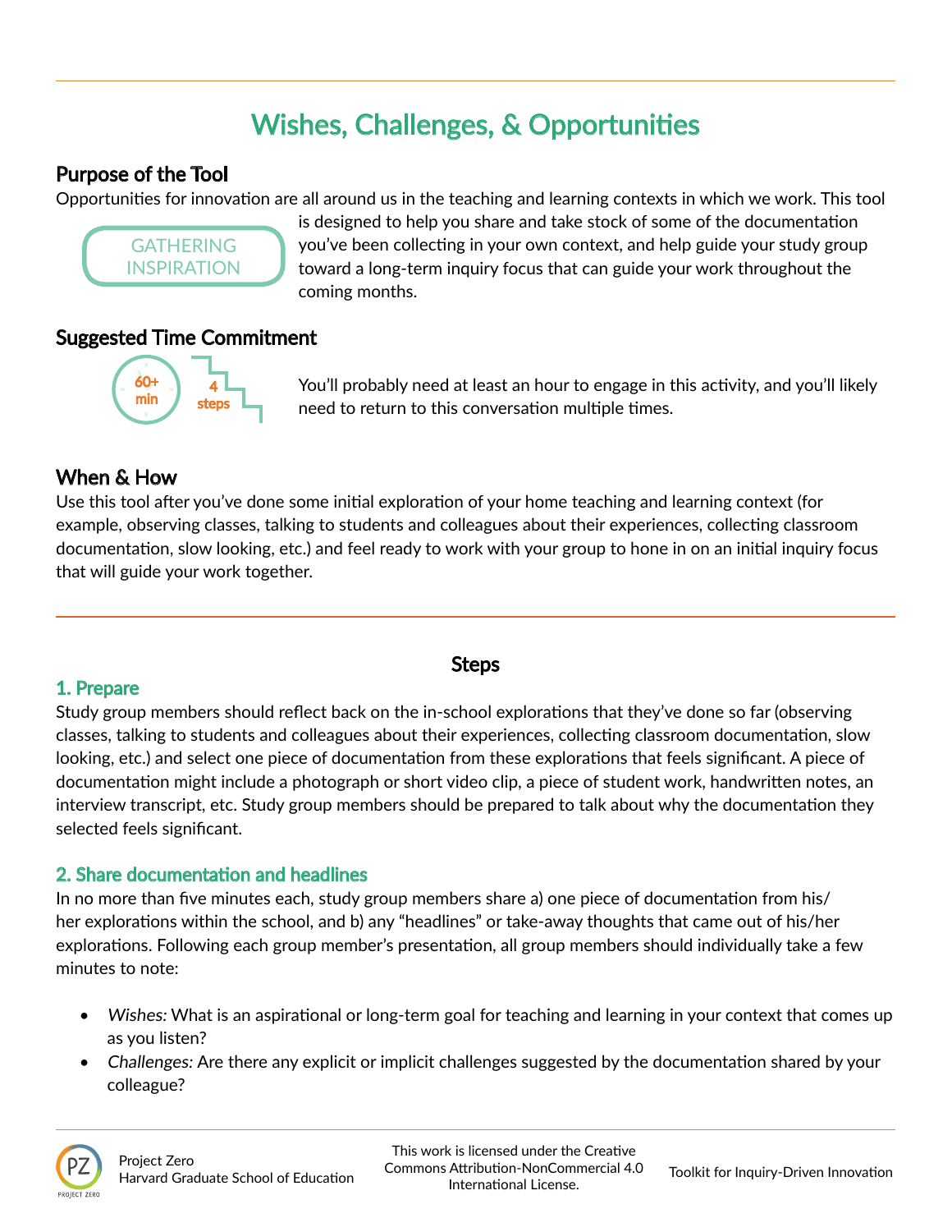# Wishes, Challenges, & Opportunities

## Purpose of the Tool

GATHERING INSPIRATION

Opportunities for innovation are all around us in the teaching and learning contexts in which we work. This tool is designed to help you share and take stock of some of the documentation you've been collecting in your own context, and help guide your study group toward a long-term inquiry focus that can guide your work throughout the coming months.

## Suggested Time Commitment

60+ min | 4 steps

You'll probably need at least an hour to engage in this activity, and you'll likely need to return to this conversation multiple times.

## When & How

Use this tool after you've done some initial exploration of your home teaching and learning context (for example, observing classes, talking to students and colleagues about their experiences, collecting classroom documentation, slow looking, etc.) and feel ready to work with your group to hone in on an initial inquiry focus that will guide your work together.

## Steps

### 1. Prepare

Study group members should reflect back on the in-school explorations that they've done so far (observing classes, talking to students and colleagues about their experiences, collecting classroom documentation, slow looking, etc.) and select one piece of documentation from these explorations that feels significant. A piece of documentation might include a photograph or short video clip, a piece of student work, handwritten notes, an interview transcript, etc. Study group members should be prepared to talk about why the documentation they selected feels significant.

### 2. Share documentation and headlines

In no more than five minutes each, study group members share a) one piece of documentation from his/her explorations within the school, and b) any "headlines" or take-away thoughts that came out of his/her explorations. Following each group member's presentation, all group members should individually take a few minutes to note:

- *Wishes:* What is an aspirational or long-term goal for teaching and learning in your context that comes up as you listen?
- *Challenges:* Are there any explicit or implicit challenges suggested by the documentation shared by your colleague?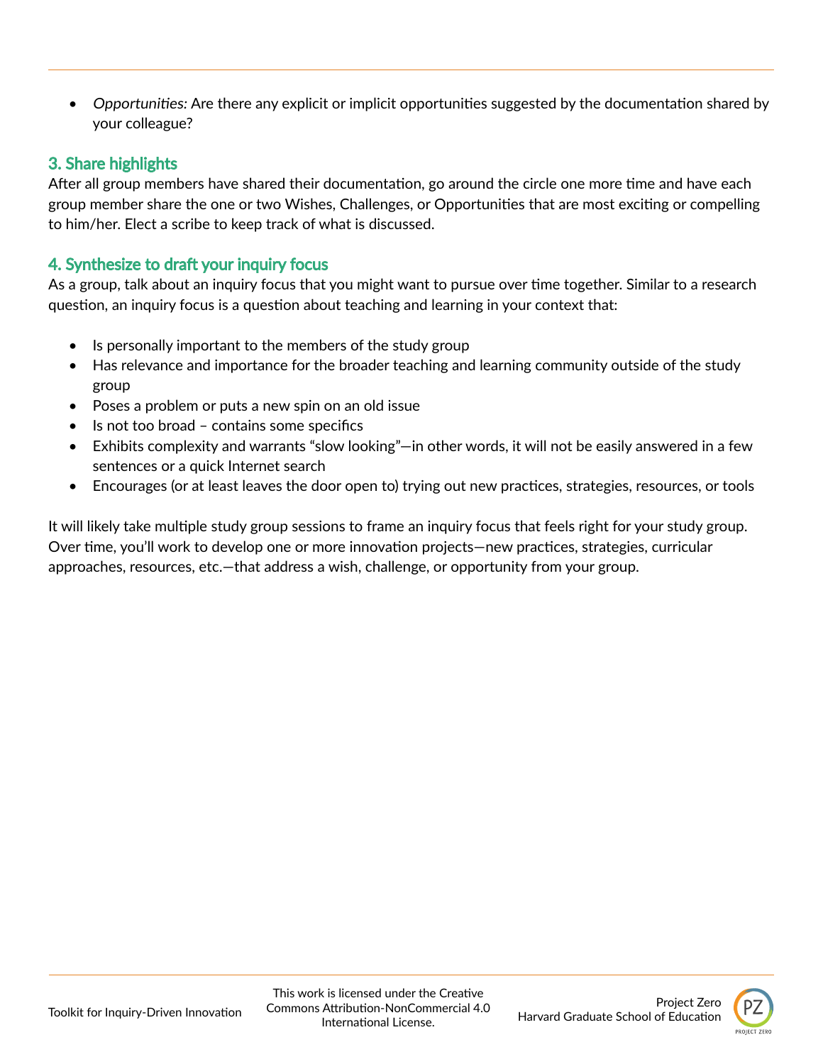- *Opportunities:* Are there any explicit or implicit opportunities suggested by the documentation shared by your colleague?

## 3. Share highlights

After all group members have shared their documentation, go around the circle one more time and have each group member share the one or two Wishes, Challenges, or Opportunities that are most exciting or compelling to him/her. Elect a scribe to keep track of what is discussed.

## 4. Synthesize to draft your inquiry focus

As a group, talk about an inquiry focus that you might want to pursue over time together. Similar to a research question, an inquiry focus is a question about teaching and learning in your context that:

- Is personally important to the members of the study group
- Has relevance and importance for the broader teaching and learning community outside of the study group
- Poses a problem or puts a new spin on an old issue
- Is not too broad – contains some specifics
- Exhibits complexity and warrants "slow looking"—in other words, it will not be easily answered in a few sentences or a quick Internet search
- Encourages (or at least leaves the door open to) trying out new practices, strategies, resources, or tools

It will likely take multiple study group sessions to frame an inquiry focus that feels right for your study group. Over time, you'll work to develop one or more innovation projects—new practices, strategies, curricular approaches, resources, etc.—that address a wish, challenge, or opportunity from your group.